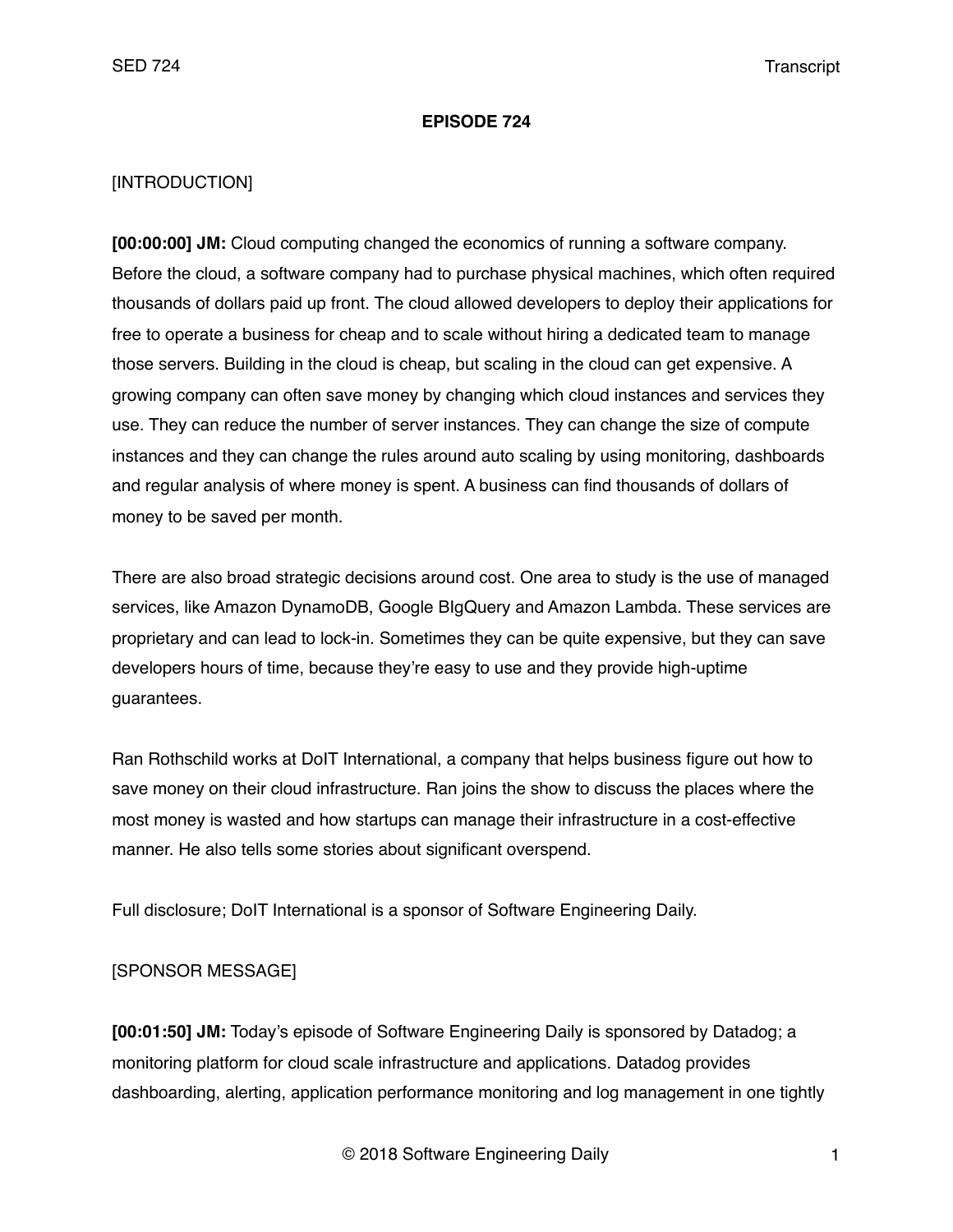# EPISODE 724

[INTRODUCTION]

**[00:00:00] JM:** Cloud computing changed the economics of running a software company. Before the cloud, a software company had to purchase physical machines, which often required thousands of dollars paid up front. The cloud allowed developers to deploy their applications for free to operate a business for cheap and to scale without hiring a dedicated team to manage those servers. Building in the cloud is cheap, but scaling in the cloud can get expensive. A growing company can often save money by changing which cloud instances and services they use. They can reduce the number of server instances. They can change the size of compute instances and they can change the rules around auto scaling by using monitoring, dashboards and regular analysis of where money is spent. A business can find thousands of dollars of money to be saved per month.

There are also broad strategic decisions around cost. One area to study is the use of managed services, like Amazon DynamoDB, Google BIgQuery and Amazon Lambda. These services are proprietary and can lead to lock-in. Sometimes they can be quite expensive, but they can save developers hours of time, because they're easy to use and they provide high-uptime guarantees.

Ran Rothschild works at DoIT International, a company that helps business figure out how to save money on their cloud infrastructure. Ran joins the show to discuss the places where the most money is wasted and how startups can manage their infrastructure in a cost-effective manner. He also tells some stories about significant overspend.

Full disclosure; DoIT International is a sponsor of Software Engineering Daily.

[SPONSOR MESSAGE]

**[00:01:50] JM:** Today's episode of Software Engineering Daily is sponsored by Datadog; a monitoring platform for cloud scale infrastructure and applications. Datadog provides dashboarding, alerting, application performance monitoring and log management in one tightly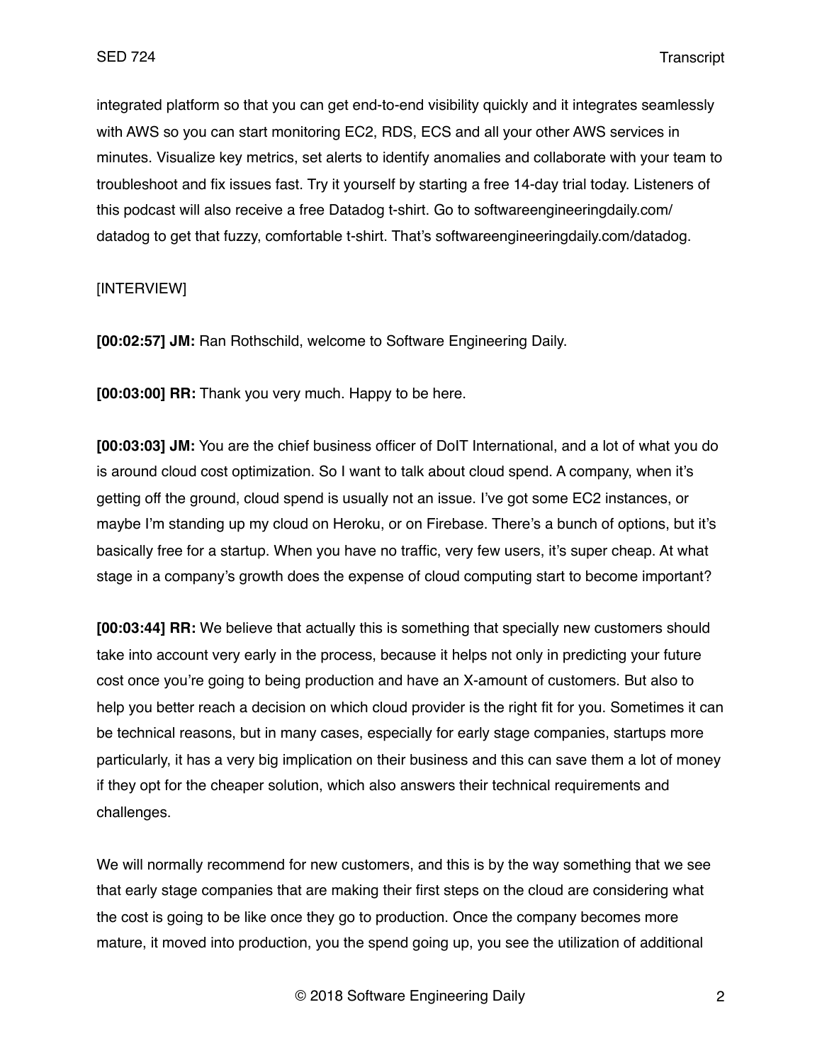integrated platform so that you can get end-to-end visibility quickly and it integrates seamlessly with AWS so you can start monitoring EC2, RDS, ECS and all your other AWS services in minutes. Visualize key metrics, set alerts to identify anomalies and collaborate with your team to troubleshoot and fix issues fast. Try it yourself by starting a free 14-day trial today. Listeners of this podcast will also receive a free Datadog t-shirt. Go to softwareengineeringdaily.com/datadog to get that fuzzy, comfortable t-shirt. That's softwareengineeringdaily.com/datadog.

[INTERVIEW]

**[00:02:57] JM:** Ran Rothschild, welcome to Software Engineering Daily.

**[00:03:00] RR:** Thank you very much. Happy to be here.

**[00:03:03] JM:** You are the chief business officer of DoIT International, and a lot of what you do is around cloud cost optimization. So I want to talk about cloud spend. A company, when it's getting off the ground, cloud spend is usually not an issue. I've got some EC2 instances, or maybe I'm standing up my cloud on Heroku, or on Firebase. There's a bunch of options, but it's basically free for a startup. When you have no traffic, very few users, it's super cheap. At what stage in a company's growth does the expense of cloud computing start to become important?

**[00:03:44] RR:** We believe that actually this is something that specially new customers should take into account very early in the process, because it helps not only in predicting your future cost once you're going to being production and have an X-amount of customers. But also to help you better reach a decision on which cloud provider is the right fit for you. Sometimes it can be technical reasons, but in many cases, especially for early stage companies, startups more particularly, it has a very big implication on their business and this can save them a lot of money if they opt for the cheaper solution, which also answers their technical requirements and challenges.

We will normally recommend for new customers, and this is by the way something that we see that early stage companies that are making their first steps on the cloud are considering what the cost is going to be like once they go to production. Once the company becomes more mature, it moved into production, you the spend going up, you see the utilization of additional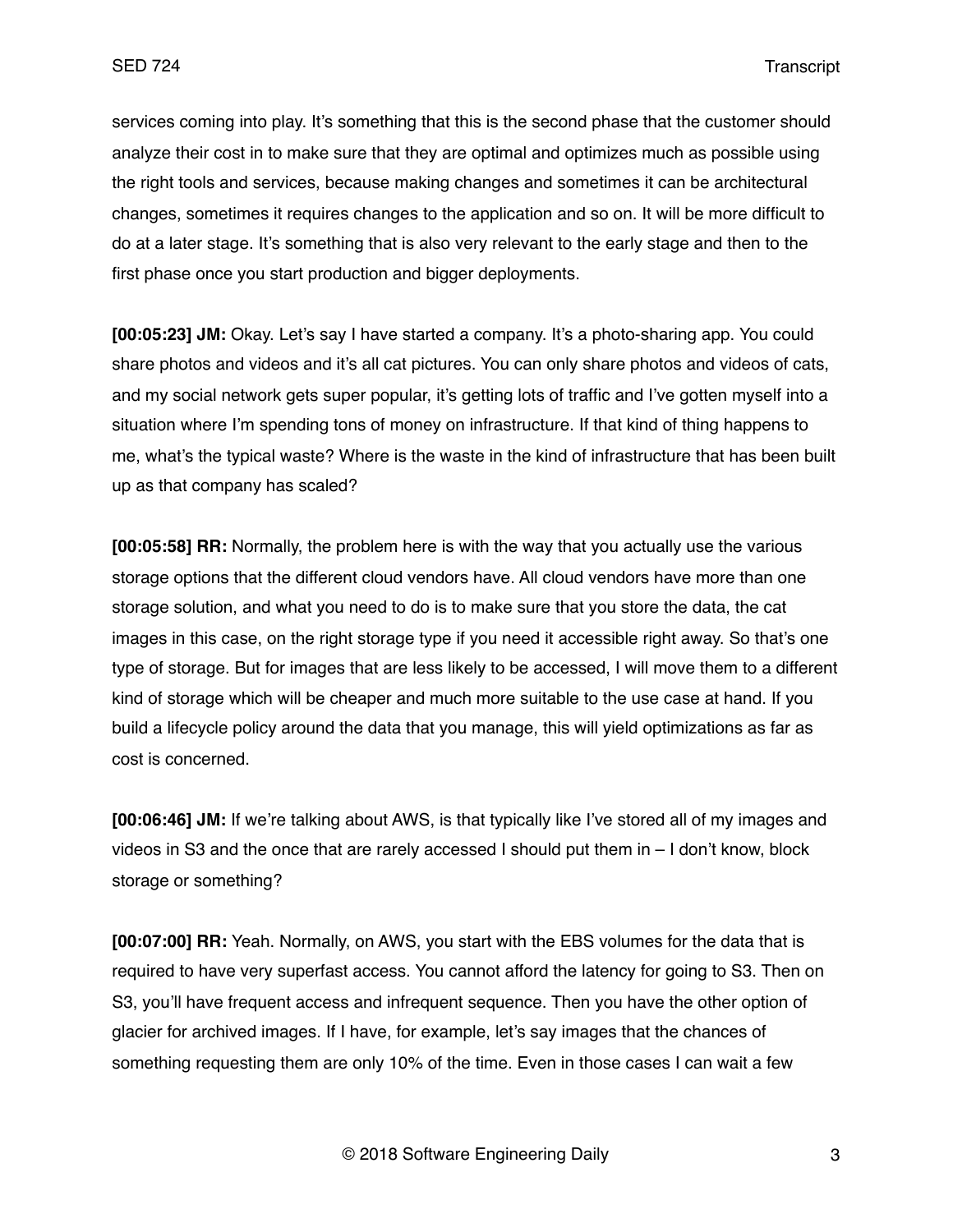services coming into play. It's something that this is the second phase that the customer should analyze their cost in to make sure that they are optimal and optimizes much as possible using the right tools and services, because making changes and sometimes it can be architectural changes, sometimes it requires changes to the application and so on. It will be more difficult to do at a later stage. It's something that is also very relevant to the early stage and then to the first phase once you start production and bigger deployments.

**[00:05:23] JM:** Okay. Let's say I have started a company. It's a photo-sharing app. You could share photos and videos and it's all cat pictures. You can only share photos and videos of cats, and my social network gets super popular, it's getting lots of traffic and I've gotten myself into a situation where I'm spending tons of money on infrastructure. If that kind of thing happens to me, what's the typical waste? Where is the waste in the kind of infrastructure that has been built up as that company has scaled?

**[00:05:58] RR:** Normally, the problem here is with the way that you actually use the various storage options that the different cloud vendors have. All cloud vendors have more than one storage solution, and what you need to do is to make sure that you store the data, the cat images in this case, on the right storage type if you need it accessible right away. So that's one type of storage. But for images that are less likely to be accessed, I will move them to a different kind of storage which will be cheaper and much more suitable to the use case at hand. If you build a lifecycle policy around the data that you manage, this will yield optimizations as far as cost is concerned.

**[00:06:46] JM:** If we're talking about AWS, is that typically like I've stored all of my images and videos in S3 and the once that are rarely accessed I should put them in – I don't know, block storage or something?

**[00:07:00] RR:** Yeah. Normally, on AWS, you start with the EBS volumes for the data that is required to have very superfast access. You cannot afford the latency for going to S3. Then on S3, you'll have frequent access and infrequent sequence. Then you have the other option of glacier for archived images. If I have, for example, let's say images that the chances of something requesting them are only 10% of the time. Even in those cases I can wait a few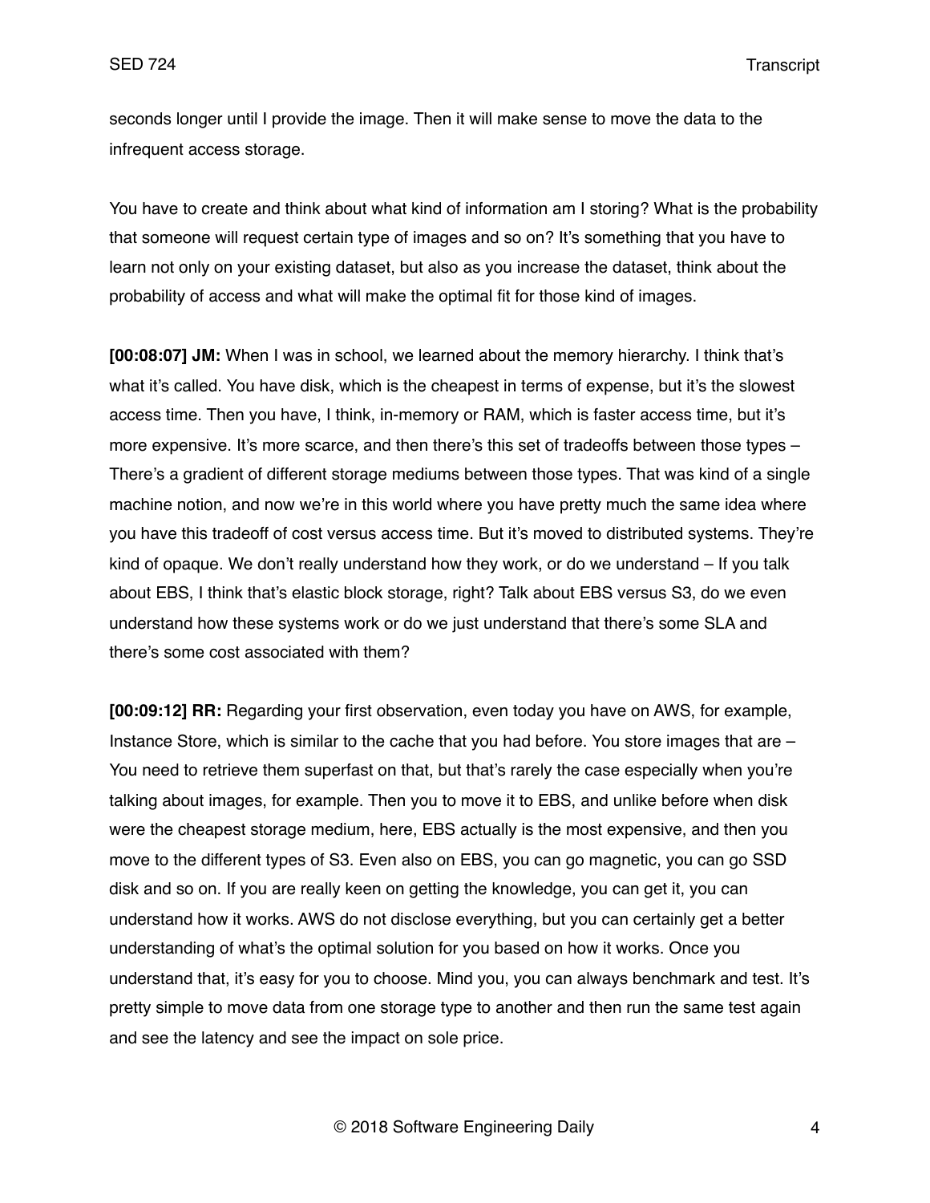seconds longer until I provide the image. Then it will make sense to move the data to the infrequent access storage.

You have to create and think about what kind of information am I storing? What is the probability that someone will request certain type of images and so on? It's something that you have to learn not only on your existing dataset, but also as you increase the dataset, think about the probability of access and what will make the optimal fit for those kind of images.

**[00:08:07] JM:** When I was in school, we learned about the memory hierarchy. I think that's what it's called. You have disk, which is the cheapest in terms of expense, but it's the slowest access time. Then you have, I think, in-memory or RAM, which is faster access time, but it's more expensive. It's more scarce, and then there's this set of tradeoffs between those types – There's a gradient of different storage mediums between those types. That was kind of a single machine notion, and now we're in this world where you have pretty much the same idea where you have this tradeoff of cost versus access time. But it's moved to distributed systems. They're kind of opaque. We don't really understand how they work, or do we understand – If you talk about EBS, I think that's elastic block storage, right? Talk about EBS versus S3, do we even understand how these systems work or do we just understand that there's some SLA and there's some cost associated with them?

**[00:09:12] RR:** Regarding your first observation, even today you have on AWS, for example, Instance Store, which is similar to the cache that you had before. You store images that are – You need to retrieve them superfast on that, but that's rarely the case especially when you're talking about images, for example. Then you to move it to EBS, and unlike before when disk were the cheapest storage medium, here, EBS actually is the most expensive, and then you move to the different types of S3. Even also on EBS, you can go magnetic, you can go SSD disk and so on. If you are really keen on getting the knowledge, you can get it, you can understand how it works. AWS do not disclose everything, but you can certainly get a better understanding of what's the optimal solution for you based on how it works. Once you understand that, it's easy for you to choose. Mind you, you can always benchmark and test. It's pretty simple to move data from one storage type to another and then run the same test again and see the latency and see the impact on sole price.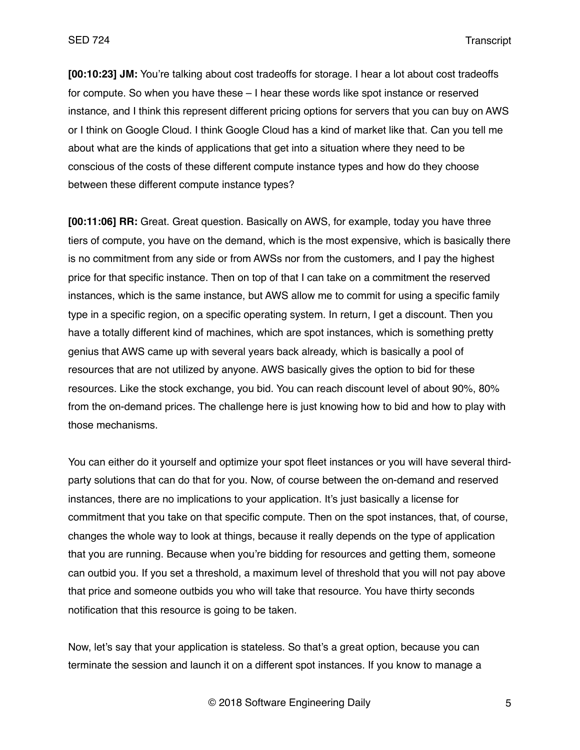**[00:10:23] JM:** You're talking about cost tradeoffs for storage. I hear a lot about cost tradeoffs for compute. So when you have these – I hear these words like spot instance or reserved instance, and I think this represent different pricing options for servers that you can buy on AWS or I think on Google Cloud. I think Google Cloud has a kind of market like that. Can you tell me about what are the kinds of applications that get into a situation where they need to be conscious of the costs of these different compute instance types and how do they choose between these different compute instance types?

**[00:11:06] RR:** Great. Great question. Basically on AWS, for example, today you have three tiers of compute, you have on the demand, which is the most expensive, which is basically there is no commitment from any side or from AWSs nor from the customers, and I pay the highest price for that specific instance. Then on top of that I can take on a commitment the reserved instances, which is the same instance, but AWS allow me to commit for using a specific family type in a specific region, on a specific operating system. In return, I get a discount. Then you have a totally different kind of machines, which are spot instances, which is something pretty genius that AWS came up with several years back already, which is basically a pool of resources that are not utilized by anyone. AWS basically gives the option to bid for these resources. Like the stock exchange, you bid. You can reach discount level of about 90%, 80% from the on-demand prices. The challenge here is just knowing how to bid and how to play with those mechanisms.

You can either do it yourself and optimize your spot fleet instances or you will have several third-party solutions that can do that for you. Now, of course between the on-demand and reserved instances, there are no implications to your application. It's just basically a license for commitment that you take on that specific compute. Then on the spot instances, that, of course, changes the whole way to look at things, because it really depends on the type of application that you are running. Because when you're bidding for resources and getting them, someone can outbid you. If you set a threshold, a maximum level of threshold that you will not pay above that price and someone outbids you who will take that resource. You have thirty seconds notification that this resource is going to be taken.

Now, let's say that your application is stateless. So that's a great option, because you can terminate the session and launch it on a different spot instances. If you know to manage a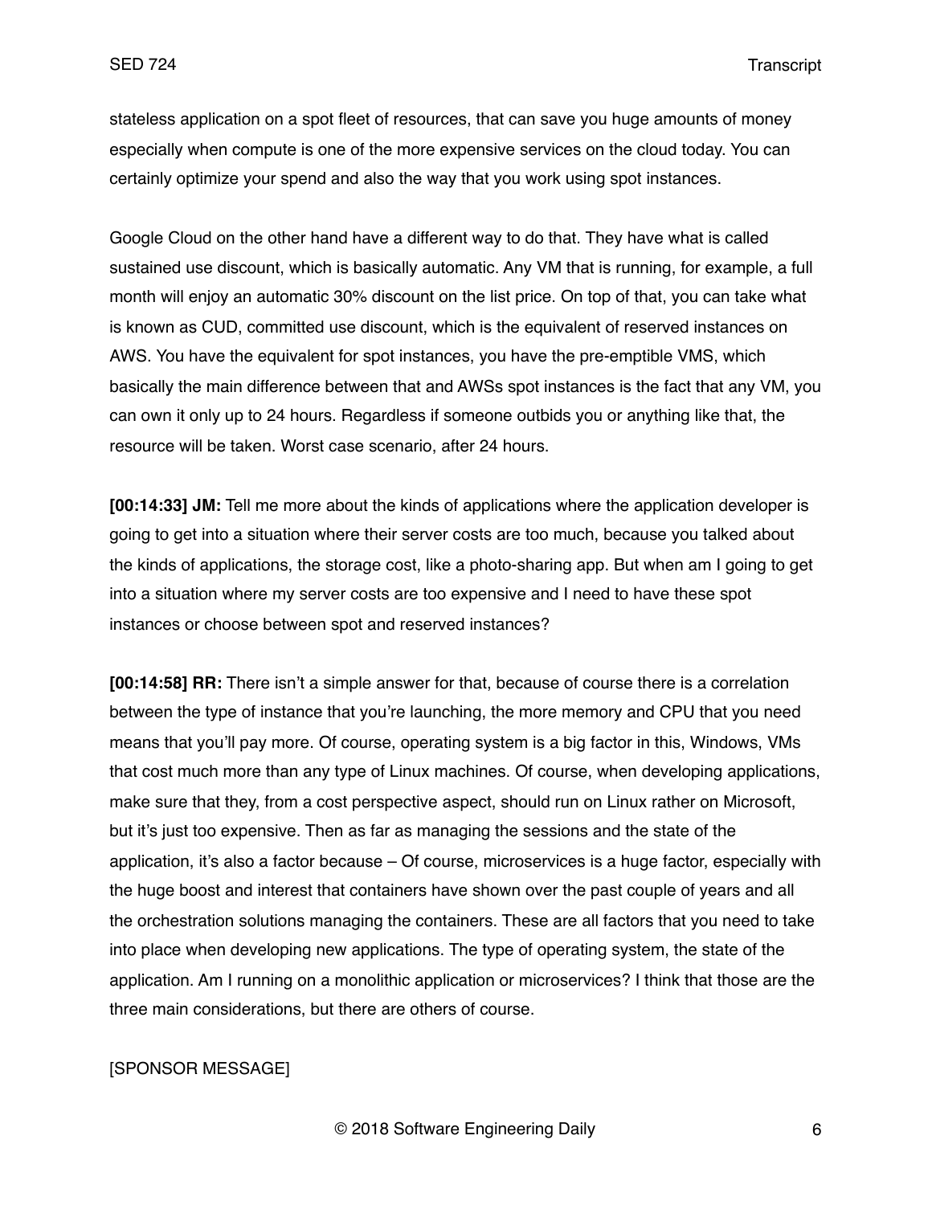stateless application on a spot fleet of resources, that can save you huge amounts of money especially when compute is one of the more expensive services on the cloud today. You can certainly optimize your spend and also the way that you work using spot instances.

Google Cloud on the other hand have a different way to do that. They have what is called sustained use discount, which is basically automatic. Any VM that is running, for example, a full month will enjoy an automatic 30% discount on the list price. On top of that, you can take what is known as CUD, committed use discount, which is the equivalent of reserved instances on AWS. You have the equivalent for spot instances, you have the pre-emptible VMS, which basically the main difference between that and AWSs spot instances is the fact that any VM, you can own it only up to 24 hours. Regardless if someone outbids you or anything like that, the resource will be taken. Worst case scenario, after 24 hours.

**[00:14:33] JM:** Tell me more about the kinds of applications where the application developer is going to get into a situation where their server costs are too much, because you talked about the kinds of applications, the storage cost, like a photo-sharing app. But when am I going to get into a situation where my server costs are too expensive and I need to have these spot instances or choose between spot and reserved instances?

**[00:14:58] RR:** There isn't a simple answer for that, because of course there is a correlation between the type of instance that you're launching, the more memory and CPU that you need means that you'll pay more. Of course, operating system is a big factor in this, Windows, VMs that cost much more than any type of Linux machines. Of course, when developing applications, make sure that they, from a cost perspective aspect, should run on Linux rather on Microsoft, but it's just too expensive. Then as far as managing the sessions and the state of the application, it's also a factor because – Of course, microservices is a huge factor, especially with the huge boost and interest that containers have shown over the past couple of years and all the orchestration solutions managing the containers. These are all factors that you need to take into place when developing new applications. The type of operating system, the state of the application. Am I running on a monolithic application or microservices? I think that those are the three main considerations, but there are others of course.

[SPONSOR MESSAGE]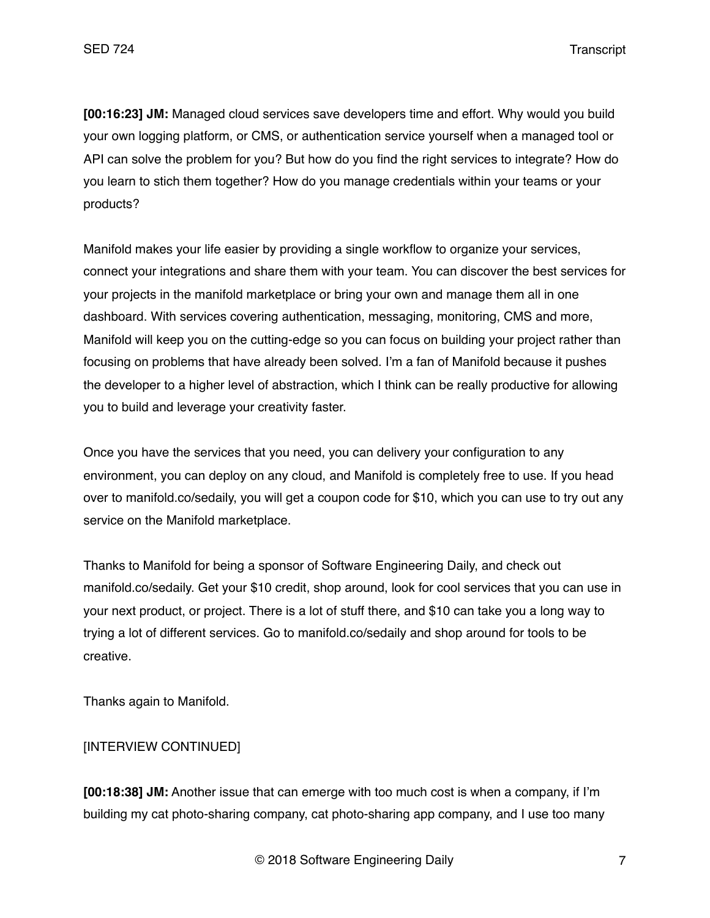**[00:16:23] JM:** Managed cloud services save developers time and effort. Why would you build your own logging platform, or CMS, or authentication service yourself when a managed tool or API can solve the problem for you? But how do you find the right services to integrate? How do you learn to stich them together? How do you manage credentials within your teams or your products?

Manifold makes your life easier by providing a single workflow to organize your services, connect your integrations and share them with your team. You can discover the best services for your projects in the manifold marketplace or bring your own and manage them all in one dashboard. With services covering authentication, messaging, monitoring, CMS and more, Manifold will keep you on the cutting-edge so you can focus on building your project rather than focusing on problems that have already been solved. I'm a fan of Manifold because it pushes the developer to a higher level of abstraction, which I think can be really productive for allowing you to build and leverage your creativity faster.

Once you have the services that you need, you can delivery your configuration to any environment, you can deploy on any cloud, and Manifold is completely free to use. If you head over to manifold.co/sedaily, you will get a coupon code for $10, which you can use to try out any service on the Manifold marketplace.

Thanks to Manifold for being a sponsor of Software Engineering Daily, and check out manifold.co/sedaily. Get your $10 credit, shop around, look for cool services that you can use in your next product, or project. There is a lot of stuff there, and $10 can take you a long way to trying a lot of different services. Go to manifold.co/sedaily and shop around for tools to be creative.

Thanks again to Manifold.

[INTERVIEW CONTINUED]

**[00:18:38] JM:** Another issue that can emerge with too much cost is when a company, if I'm building my cat photo-sharing company, cat photo-sharing app company, and I use too many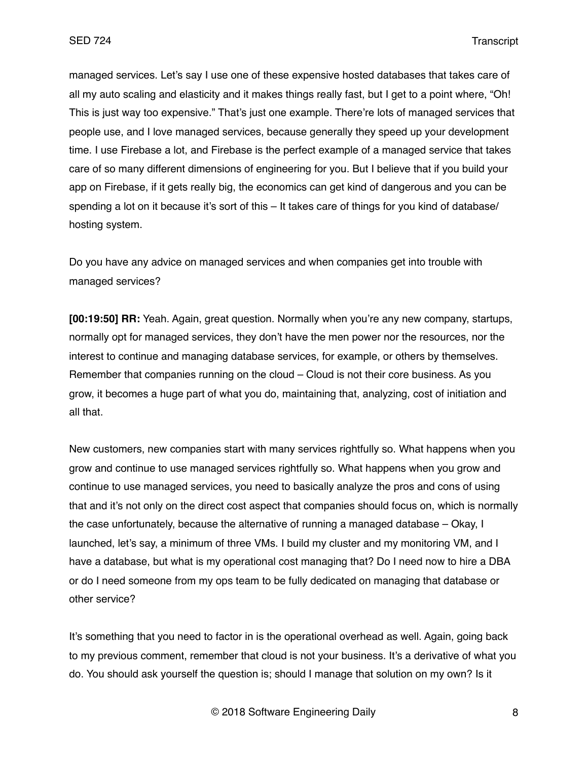managed services. Let's say I use one of these expensive hosted databases that takes care of all my auto scaling and elasticity and it makes things really fast, but I get to a point where, "Oh! This is just way too expensive." That's just one example. There're lots of managed services that people use, and I love managed services, because generally they speed up your development time. I use Firebase a lot, and Firebase is the perfect example of a managed service that takes care of so many different dimensions of engineering for you. But I believe that if you build your app on Firebase, if it gets really big, the economics can get kind of dangerous and you can be spending a lot on it because it's sort of this – It takes care of things for you kind of database/ hosting system.

Do you have any advice on managed services and when companies get into trouble with managed services?

**[00:19:50] RR:** Yeah. Again, great question. Normally when you're any new company, startups, normally opt for managed services, they don't have the men power nor the resources, nor the interest to continue and managing database services, for example, or others by themselves. Remember that companies running on the cloud – Cloud is not their core business. As you grow, it becomes a huge part of what you do, maintaining that, analyzing, cost of initiation and all that.

New customers, new companies start with many services rightfully so. What happens when you grow and continue to use managed services rightfully so. What happens when you grow and continue to use managed services, you need to basically analyze the pros and cons of using that and it's not only on the direct cost aspect that companies should focus on, which is normally the case unfortunately, because the alternative of running a managed database – Okay, I launched, let's say, a minimum of three VMs. I build my cluster and my monitoring VM, and I have a database, but what is my operational cost managing that? Do I need now to hire a DBA or do I need someone from my ops team to be fully dedicated on managing that database or other service?

It's something that you need to factor in is the operational overhead as well. Again, going back to my previous comment, remember that cloud is not your business. It's a derivative of what you do. You should ask yourself the question is; should I manage that solution on my own? Is it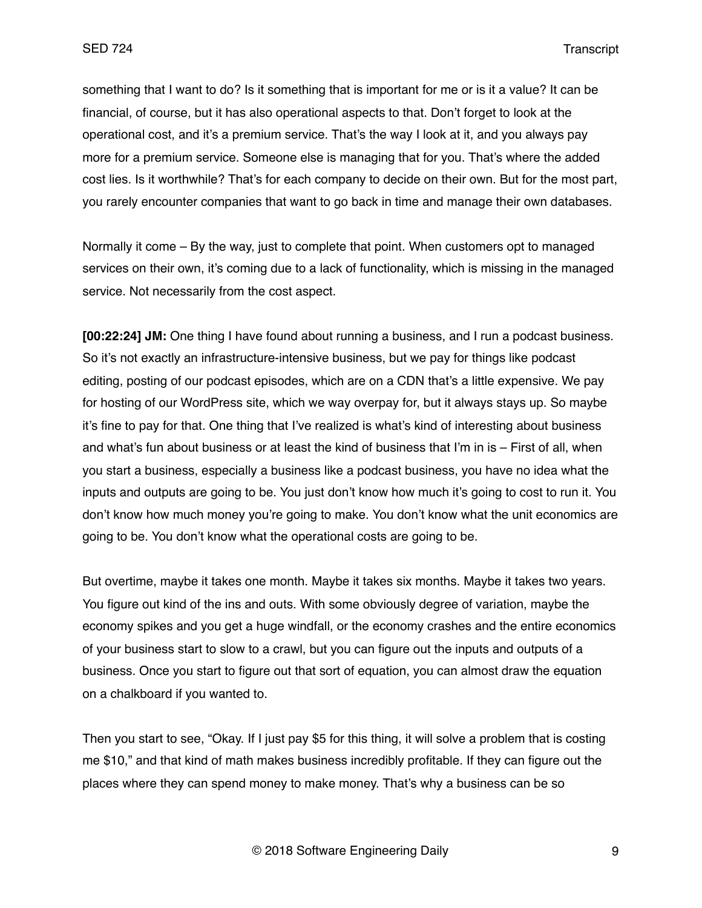something that I want to do? Is it something that is important for me or is it a value? It can be financial, of course, but it has also operational aspects to that. Don't forget to look at the operational cost, and it's a premium service. That's the way I look at it, and you always pay more for a premium service. Someone else is managing that for you. That's where the added cost lies. Is it worthwhile? That's for each company to decide on their own. But for the most part, you rarely encounter companies that want to go back in time and manage their own databases.

Normally it come – By the way, just to complete that point. When customers opt to managed services on their own, it's coming due to a lack of functionality, which is missing in the managed service. Not necessarily from the cost aspect.

**[00:22:24] JM:** One thing I have found about running a business, and I run a podcast business. So it's not exactly an infrastructure-intensive business, but we pay for things like podcast editing, posting of our podcast episodes, which are on a CDN that's a little expensive. We pay for hosting of our WordPress site, which we way overpay for, but it always stays up. So maybe it's fine to pay for that. One thing that I've realized is what's kind of interesting about business and what's fun about business or at least the kind of business that I'm in is – First of all, when you start a business, especially a business like a podcast business, you have no idea what the inputs and outputs are going to be. You just don't know how much it's going to cost to run it. You don't know how much money you're going to make. You don't know what the unit economics are going to be. You don't know what the operational costs are going to be.

But overtime, maybe it takes one month. Maybe it takes six months. Maybe it takes two years. You figure out kind of the ins and outs. With some obviously degree of variation, maybe the economy spikes and you get a huge windfall, or the economy crashes and the entire economics of your business start to slow to a crawl, but you can figure out the inputs and outputs of a business. Once you start to figure out that sort of equation, you can almost draw the equation on a chalkboard if you wanted to.

Then you start to see, "Okay. If I just pay $5 for this thing, it will solve a problem that is costing me $10," and that kind of math makes business incredibly profitable. If they can figure out the places where they can spend money to make money. That's why a business can be so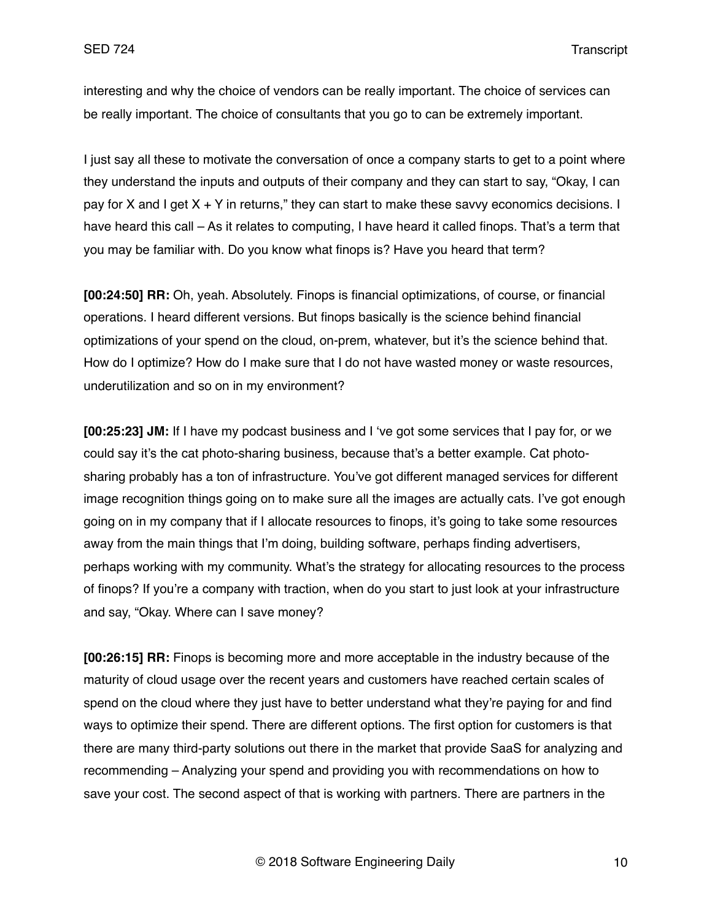interesting and why the choice of vendors can be really important. The choice of services can be really important. The choice of consultants that you go to can be extremely important.

I just say all these to motivate the conversation of once a company starts to get to a point where they understand the inputs and outputs of their company and they can start to say, "Okay, I can pay for X and I get X + Y in returns," they can start to make these savvy economics decisions. I have heard this call – As it relates to computing, I have heard it called finops. That's a term that you may be familiar with. Do you know what finops is? Have you heard that term?

**[00:24:50] RR:** Oh, yeah. Absolutely. Finops is financial optimizations, of course, or financial operations. I heard different versions. But finops basically is the science behind financial optimizations of your spend on the cloud, on-prem, whatever, but it's the science behind that. How do I optimize? How do I make sure that I do not have wasted money or waste resources, underutilization and so on in my environment?

**[00:25:23] JM:** If I have my podcast business and I 've got some services that I pay for, or we could say it's the cat photo-sharing business, because that's a better example. Cat photo-sharing probably has a ton of infrastructure. You've got different managed services for different image recognition things going on to make sure all the images are actually cats. I've got enough going on in my company that if I allocate resources to finops, it's going to take some resources away from the main things that I'm doing, building software, perhaps finding advertisers, perhaps working with my community. What's the strategy for allocating resources to the process of finops? If you're a company with traction, when do you start to just look at your infrastructure and say, "Okay. Where can I save money?

**[00:26:15] RR:** Finops is becoming more and more acceptable in the industry because of the maturity of cloud usage over the recent years and customers have reached certain scales of spend on the cloud where they just have to better understand what they're paying for and find ways to optimize their spend. There are different options. The first option for customers is that there are many third-party solutions out there in the market that provide SaaS for analyzing and recommending – Analyzing your spend and providing you with recommendations on how to save your cost. The second aspect of that is working with partners. There are partners in the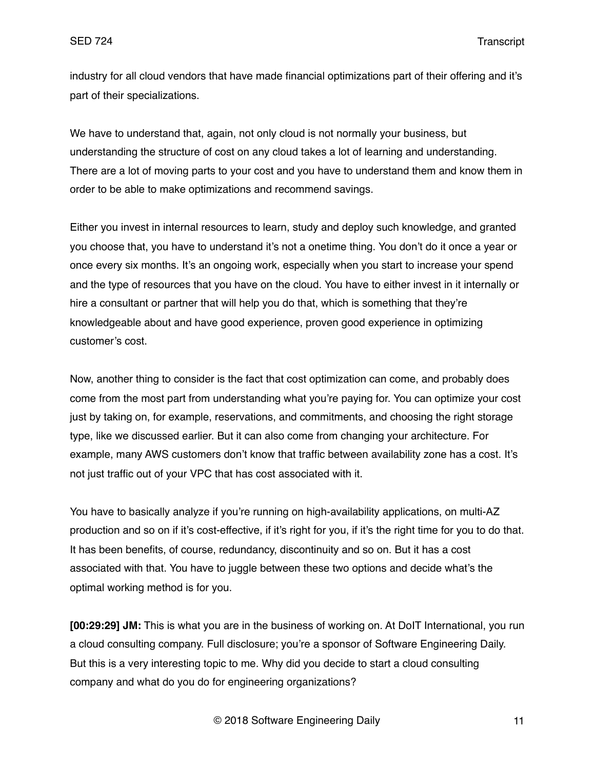industry for all cloud vendors that have made financial optimizations part of their offering and it's part of their specializations.

We have to understand that, again, not only cloud is not normally your business, but understanding the structure of cost on any cloud takes a lot of learning and understanding. There are a lot of moving parts to your cost and you have to understand them and know them in order to be able to make optimizations and recommend savings.

Either you invest in internal resources to learn, study and deploy such knowledge, and granted you choose that, you have to understand it's not a onetime thing. You don't do it once a year or once every six months. It's an ongoing work, especially when you start to increase your spend and the type of resources that you have on the cloud. You have to either invest in it internally or hire a consultant or partner that will help you do that, which is something that they're knowledgeable about and have good experience, proven good experience in optimizing customer's cost.

Now, another thing to consider is the fact that cost optimization can come, and probably does come from the most part from understanding what you're paying for. You can optimize your cost just by taking on, for example, reservations, and commitments, and choosing the right storage type, like we discussed earlier. But it can also come from changing your architecture. For example, many AWS customers don't know that traffic between availability zone has a cost. It's not just traffic out of your VPC that has cost associated with it.

You have to basically analyze if you're running on high-availability applications, on multi-AZ production and so on if it's cost-effective, if it's right for you, if it's the right time for you to do that. It has been benefits, of course, redundancy, discontinuity and so on. But it has a cost associated with that. You have to juggle between these two options and decide what's the optimal working method is for you.

**[00:29:29] JM:** This is what you are in the business of working on. At DoIT International, you run a cloud consulting company. Full disclosure; you're a sponsor of Software Engineering Daily. But this is a very interesting topic to me. Why did you decide to start a cloud consulting company and what do you do for engineering organizations?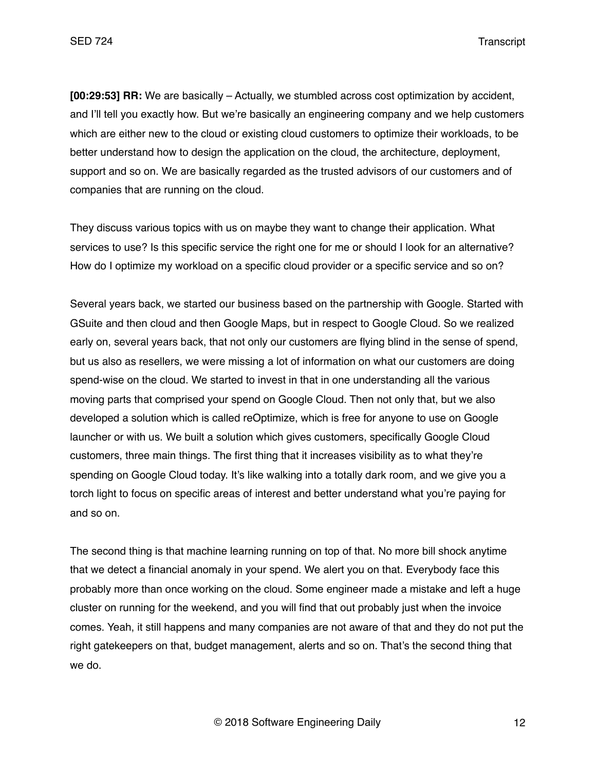**[00:29:53] RR:** We are basically – Actually, we stumbled across cost optimization by accident, and I'll tell you exactly how. But we're basically an engineering company and we help customers which are either new to the cloud or existing cloud customers to optimize their workloads, to be better understand how to design the application on the cloud, the architecture, deployment, support and so on. We are basically regarded as the trusted advisors of our customers and of companies that are running on the cloud.

They discuss various topics with us on maybe they want to change their application. What services to use? Is this specific service the right one for me or should I look for an alternative? How do I optimize my workload on a specific cloud provider or a specific service and so on?

Several years back, we started our business based on the partnership with Google. Started with GSuite and then cloud and then Google Maps, but in respect to Google Cloud. So we realized early on, several years back, that not only our customers are flying blind in the sense of spend, but us also as resellers, we were missing a lot of information on what our customers are doing spend-wise on the cloud. We started to invest in that in one understanding all the various moving parts that comprised your spend on Google Cloud. Then not only that, but we also developed a solution which is called reOptimize, which is free for anyone to use on Google launcher or with us. We built a solution which gives customers, specifically Google Cloud customers, three main things. The first thing that it increases visibility as to what they're spending on Google Cloud today. It's like walking into a totally dark room, and we give you a torch light to focus on specific areas of interest and better understand what you're paying for and so on.

The second thing is that machine learning running on top of that. No more bill shock anytime that we detect a financial anomaly in your spend. We alert you on that. Everybody face this probably more than once working on the cloud. Some engineer made a mistake and left a huge cluster on running for the weekend, and you will find that out probably just when the invoice comes. Yeah, it still happens and many companies are not aware of that and they do not put the right gatekeepers on that, budget management, alerts and so on. That's the second thing that we do.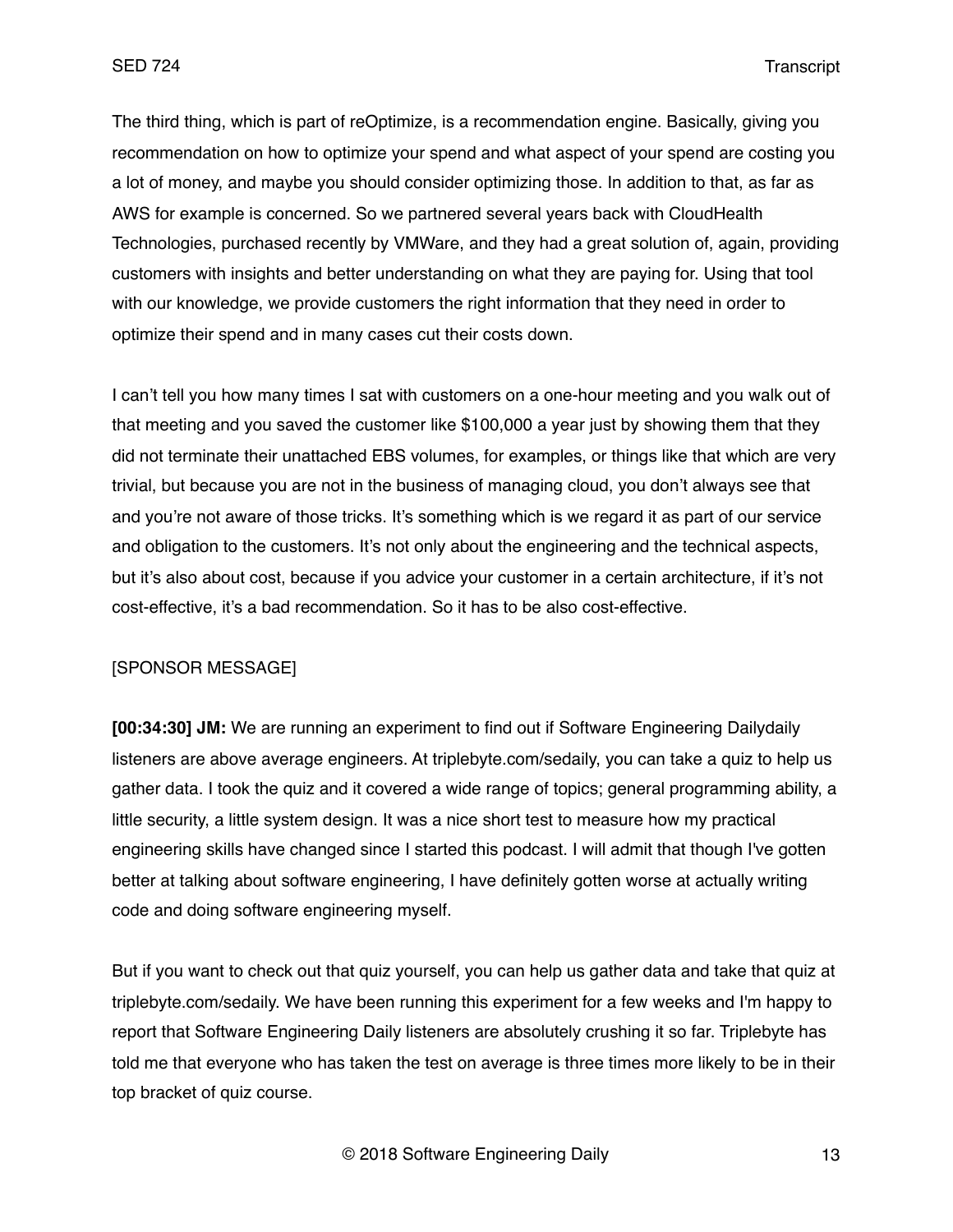The third thing, which is part of reOptimize, is a recommendation engine. Basically, giving you recommendation on how to optimize your spend and what aspect of your spend are costing you a lot of money, and maybe you should consider optimizing those. In addition to that, as far as AWS for example is concerned. So we partnered several years back with CloudHealth Technologies, purchased recently by VMWare, and they had a great solution of, again, providing customers with insights and better understanding on what they are paying for. Using that tool with our knowledge, we provide customers the right information that they need in order to optimize their spend and in many cases cut their costs down.

I can't tell you how many times I sat with customers on a one-hour meeting and you walk out of that meeting and you saved the customer like $100,000 a year just by showing them that they did not terminate their unattached EBS volumes, for examples, or things like that which are very trivial, but because you are not in the business of managing cloud, you don't always see that and you're not aware of those tricks. It's something which is we regard it as part of our service and obligation to the customers. It's not only about the engineering and the technical aspects, but it's also about cost, because if you advice your customer in a certain architecture, if it's not cost-effective, it's a bad recommendation. So it has to be also cost-effective.

[SPONSOR MESSAGE]

**[00:34:30] JM:** We are running an experiment to find out if Software Engineering Dailydaily listeners are above average engineers. At triplebyte.com/sedaily, you can take a quiz to help us gather data. I took the quiz and it covered a wide range of topics; general programming ability, a little security, a little system design. It was a nice short test to measure how my practical engineering skills have changed since I started this podcast. I will admit that though I've gotten better at talking about software engineering, I have definitely gotten worse at actually writing code and doing software engineering myself.

But if you want to check out that quiz yourself, you can help us gather data and take that quiz at triplebyte.com/sedaily. We have been running this experiment for a few weeks and I'm happy to report that Software Engineering Daily listeners are absolutely crushing it so far. Triplebyte has told me that everyone who has taken the test on average is three times more likely to be in their top bracket of quiz course.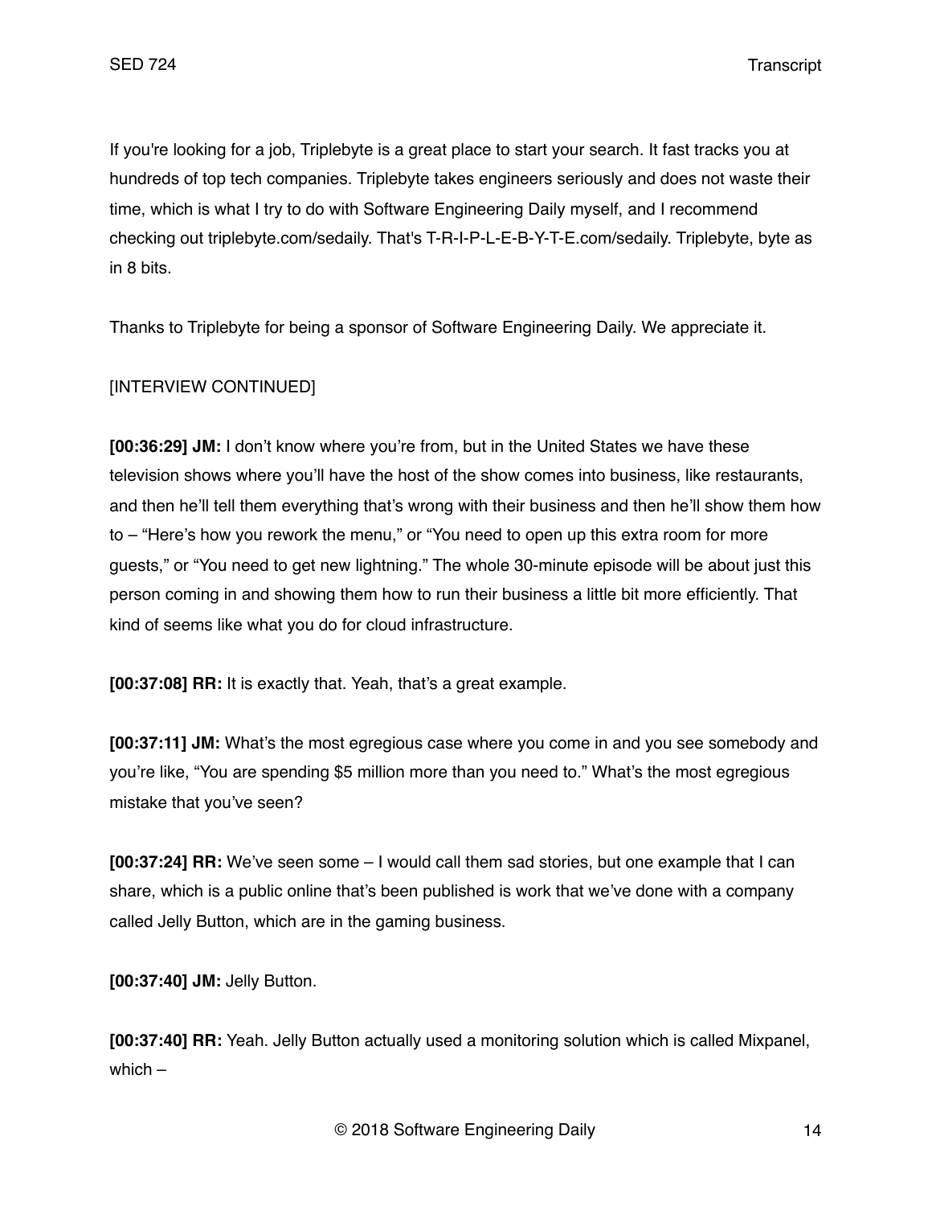If you're looking for a job, Triplebyte is a great place to start your search. It fast tracks you at hundreds of top tech companies. Triplebyte takes engineers seriously and does not waste their time, which is what I try to do with Software Engineering Daily myself, and I recommend checking out triplebyte.com/sedaily. That's T-R-I-P-L-E-B-Y-T-E.com/sedaily. Triplebyte, byte as in 8 bits.

Thanks to Triplebyte for being a sponsor of Software Engineering Daily. We appreciate it.

[INTERVIEW CONTINUED]

**[00:36:29] JM:** I don't know where you're from, but in the United States we have these television shows where you'll have the host of the show comes into business, like restaurants, and then he'll tell them everything that's wrong with their business and then he'll show them how to – "Here's how you rework the menu," or "You need to open up this extra room for more guests," or "You need to get new lightning." The whole 30-minute episode will be about just this person coming in and showing them how to run their business a little bit more efficiently. That kind of seems like what you do for cloud infrastructure.

**[00:37:08] RR:** It is exactly that. Yeah, that's a great example.

**[00:37:11] JM:** What's the most egregious case where you come in and you see somebody and you're like, "You are spending $5 million more than you need to." What's the most egregious mistake that you've seen?

**[00:37:24] RR:** We've seen some – I would call them sad stories, but one example that I can share, which is a public online that's been published is work that we've done with a company called Jelly Button, which are in the gaming business.

**[00:37:40] JM:** Jelly Button.

**[00:37:40] RR:** Yeah. Jelly Button actually used a monitoring solution which is called Mixpanel, which –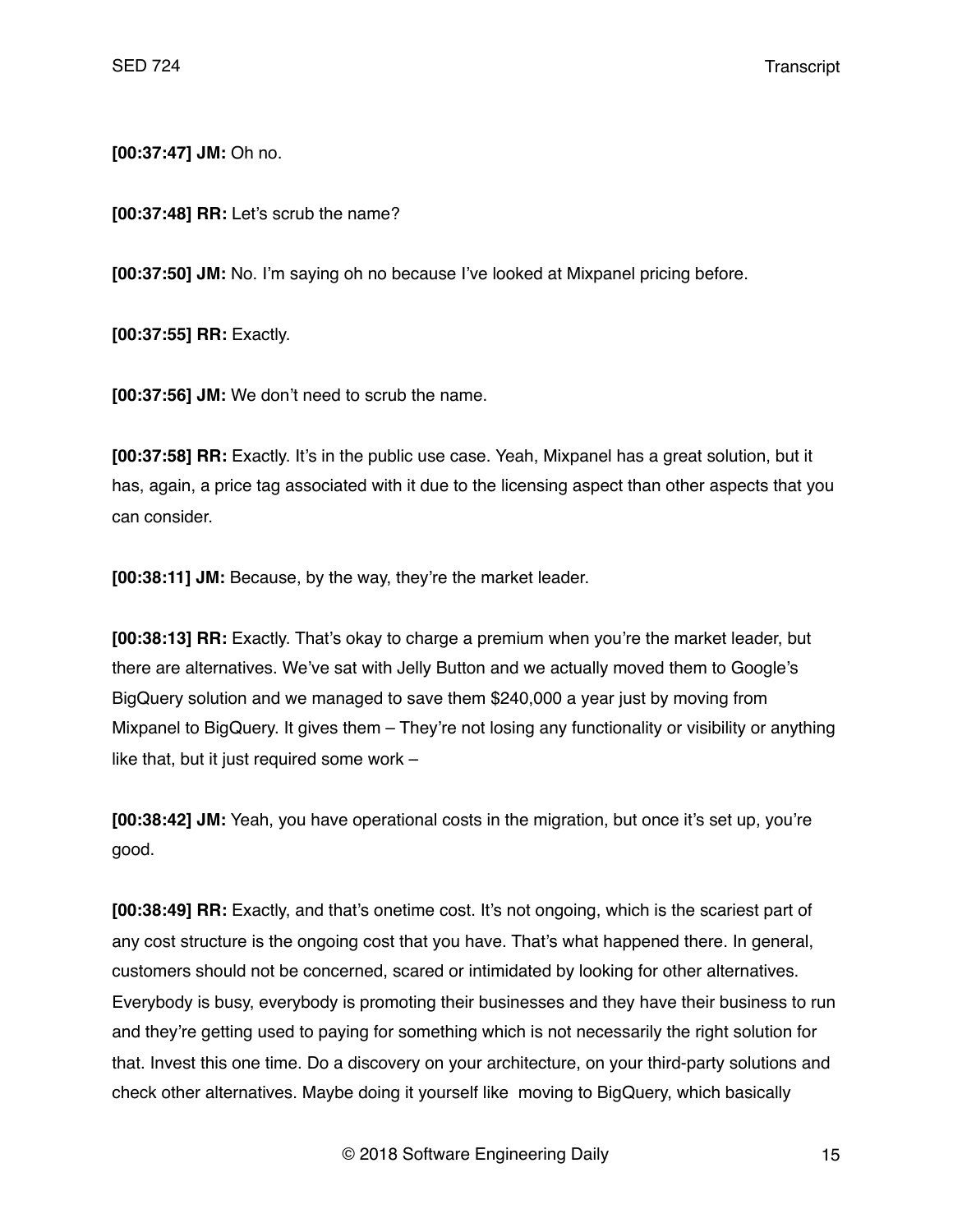**[00:37:47] JM:** Oh no.

**[00:37:48] RR:** Let's scrub the name?

**[00:37:50] JM:** No. I'm saying oh no because I've looked at Mixpanel pricing before.

**[00:37:55] RR:** Exactly.

**[00:37:56] JM:** We don't need to scrub the name.

**[00:37:58] RR:** Exactly. It's in the public use case. Yeah, Mixpanel has a great solution, but it has, again, a price tag associated with it due to the licensing aspect than other aspects that you can consider.

**[00:38:11] JM:** Because, by the way, they're the market leader.

**[00:38:13] RR:** Exactly. That's okay to charge a premium when you're the market leader, but there are alternatives. We've sat with Jelly Button and we actually moved them to Google's BigQuery solution and we managed to save them $240,000 a year just by moving from Mixpanel to BigQuery. It gives them – They're not losing any functionality or visibility or anything like that, but it just required some work –

**[00:38:42] JM:** Yeah, you have operational costs in the migration, but once it's set up, you're good.

**[00:38:49] RR:** Exactly, and that's onetime cost. It's not ongoing, which is the scariest part of any cost structure is the ongoing cost that you have. That's what happened there. In general, customers should not be concerned, scared or intimidated by looking for other alternatives. Everybody is busy, everybody is promoting their businesses and they have their business to run and they're getting used to paying for something which is not necessarily the right solution for that. Invest this one time. Do a discovery on your architecture, on your third-party solutions and check other alternatives. Maybe doing it yourself like moving to BigQuery, which basically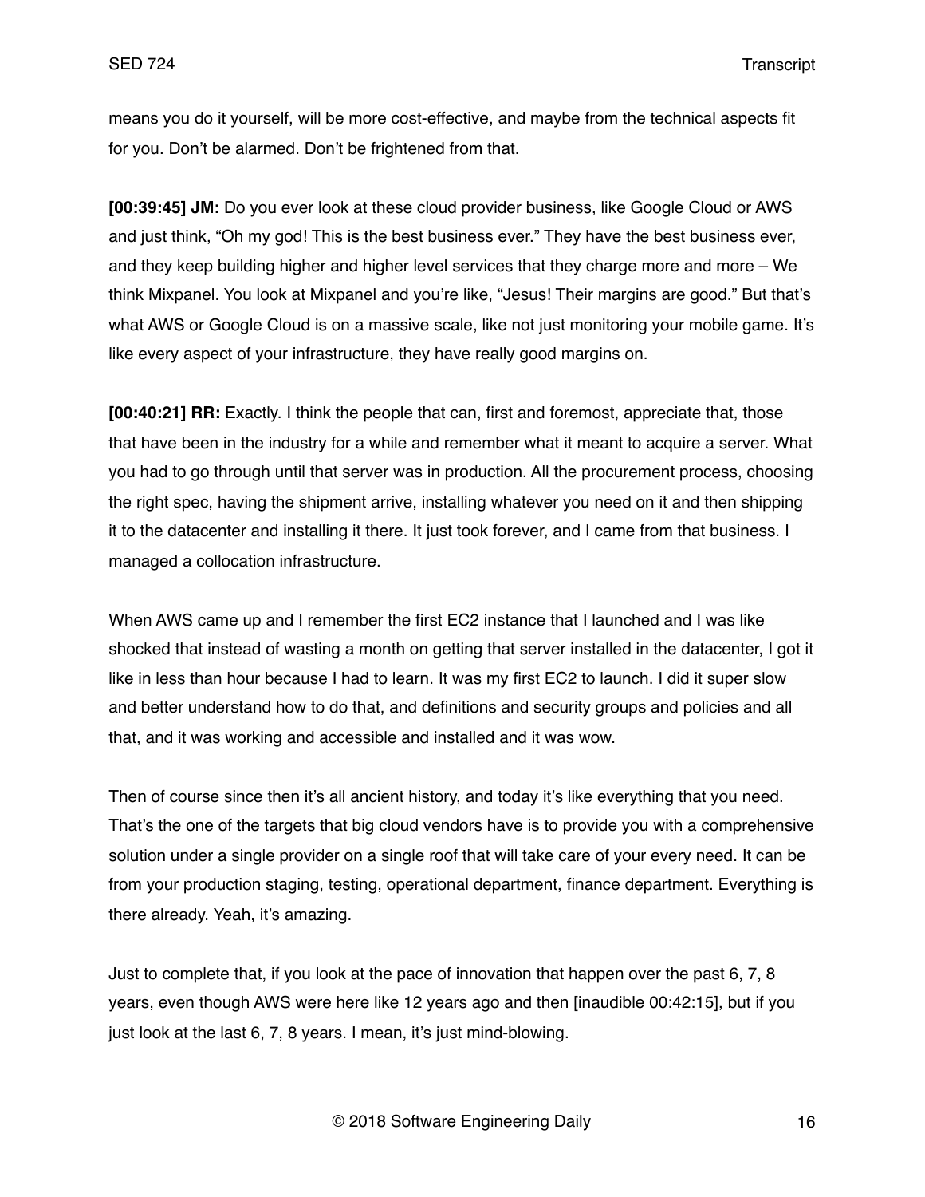means you do it yourself, will be more cost-effective, and maybe from the technical aspects fit for you. Don't be alarmed. Don't be frightened from that.

**[00:39:45] JM:** Do you ever look at these cloud provider business, like Google Cloud or AWS and just think, "Oh my god! This is the best business ever." They have the best business ever, and they keep building higher and higher level services that they charge more and more – We think Mixpanel. You look at Mixpanel and you're like, "Jesus! Their margins are good." But that's what AWS or Google Cloud is on a massive scale, like not just monitoring your mobile game. It's like every aspect of your infrastructure, they have really good margins on.

**[00:40:21] RR:** Exactly. I think the people that can, first and foremost, appreciate that, those that have been in the industry for a while and remember what it meant to acquire a server. What you had to go through until that server was in production. All the procurement process, choosing the right spec, having the shipment arrive, installing whatever you need on it and then shipping it to the datacenter and installing it there. It just took forever, and I came from that business. I managed a collocation infrastructure.

When AWS came up and I remember the first EC2 instance that I launched and I was like shocked that instead of wasting a month on getting that server installed in the datacenter, I got it like in less than hour because I had to learn. It was my first EC2 to launch. I did it super slow and better understand how to do that, and definitions and security groups and policies and all that, and it was working and accessible and installed and it was wow.

Then of course since then it's all ancient history, and today it's like everything that you need. That's the one of the targets that big cloud vendors have is to provide you with a comprehensive solution under a single provider on a single roof that will take care of your every need. It can be from your production staging, testing, operational department, finance department. Everything is there already. Yeah, it's amazing.

Just to complete that, if you look at the pace of innovation that happen over the past 6, 7, 8 years, even though AWS were here like 12 years ago and then [inaudible 00:42:15], but if you just look at the last 6, 7, 8 years. I mean, it's just mind-blowing.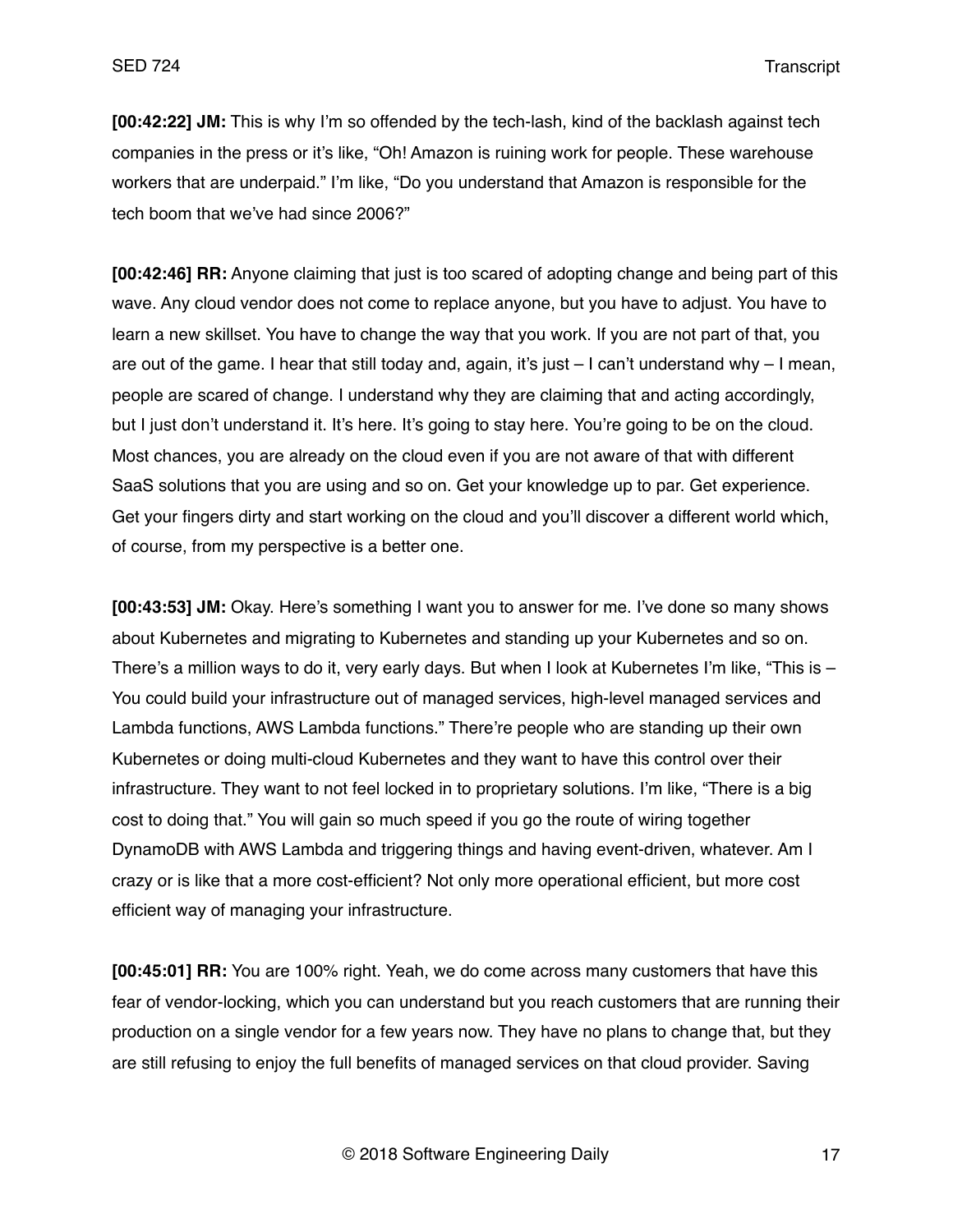**[00:42:22] JM:** This is why I'm so offended by the tech-lash, kind of the backlash against tech companies in the press or it's like, "Oh! Amazon is ruining work for people. These warehouse workers that are underpaid." I'm like, "Do you understand that Amazon is responsible for the tech boom that we've had since 2006?"

**[00:42:46] RR:** Anyone claiming that just is too scared of adopting change and being part of this wave. Any cloud vendor does not come to replace anyone, but you have to adjust. You have to learn a new skillset. You have to change the way that you work. If you are not part of that, you are out of the game. I hear that still today and, again, it's just – I can't understand why – I mean, people are scared of change. I understand why they are claiming that and acting accordingly, but I just don't understand it. It's here. It's going to stay here. You're going to be on the cloud. Most chances, you are already on the cloud even if you are not aware of that with different SaaS solutions that you are using and so on. Get your knowledge up to par. Get experience. Get your fingers dirty and start working on the cloud and you'll discover a different world which, of course, from my perspective is a better one.

**[00:43:53] JM:** Okay. Here's something I want you to answer for me. I've done so many shows about Kubernetes and migrating to Kubernetes and standing up your Kubernetes and so on. There's a million ways to do it, very early days. But when I look at Kubernetes I'm like, "This is – You could build your infrastructure out of managed services, high-level managed services and Lambda functions, AWS Lambda functions." There're people who are standing up their own Kubernetes or doing multi-cloud Kubernetes and they want to have this control over their infrastructure. They want to not feel locked in to proprietary solutions. I'm like, "There is a big cost to doing that." You will gain so much speed if you go the route of wiring together DynamoDB with AWS Lambda and triggering things and having event-driven, whatever. Am I crazy or is like that a more cost-efficient? Not only more operational efficient, but more cost efficient way of managing your infrastructure.

**[00:45:01] RR:** You are 100% right. Yeah, we do come across many customers that have this fear of vendor-locking, which you can understand but you reach customers that are running their production on a single vendor for a few years now. They have no plans to change that, but they are still refusing to enjoy the full benefits of managed services on that cloud provider. Saving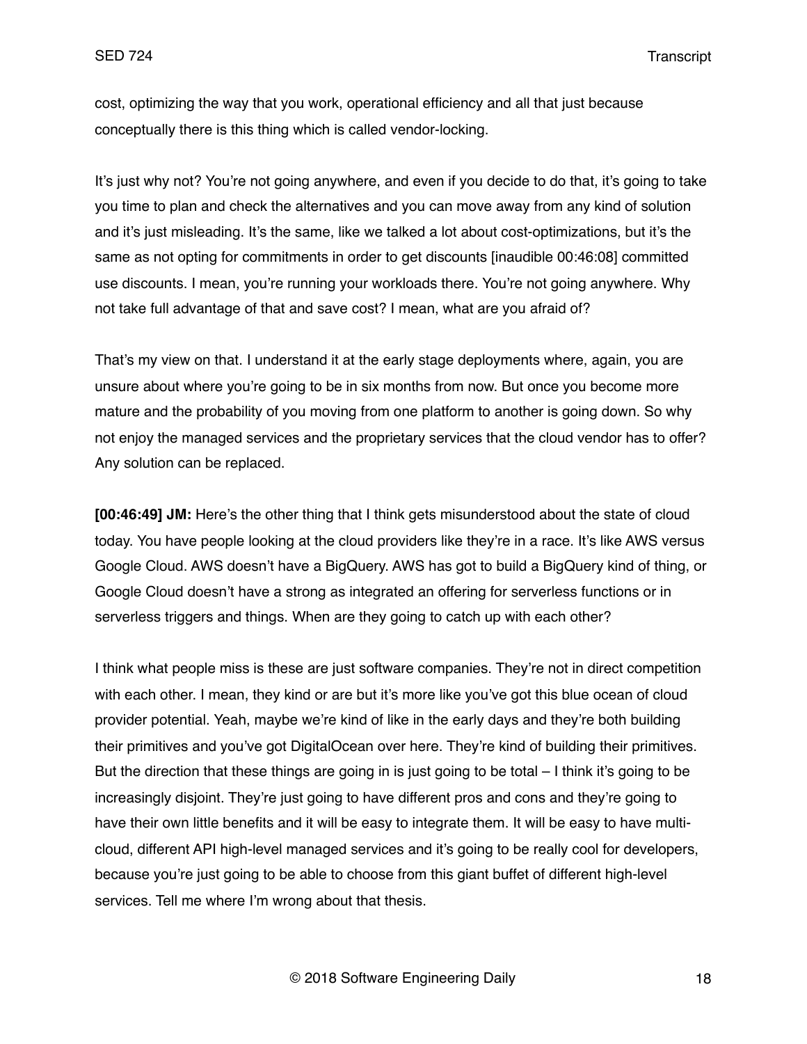cost, optimizing the way that you work, operational efficiency and all that just because conceptually there is this thing which is called vendor-locking.

It's just why not? You're not going anywhere, and even if you decide to do that, it's going to take you time to plan and check the alternatives and you can move away from any kind of solution and it's just misleading. It's the same, like we talked a lot about cost-optimizations, but it's the same as not opting for commitments in order to get discounts [inaudible 00:46:08] committed use discounts. I mean, you're running your workloads there. You're not going anywhere. Why not take full advantage of that and save cost? I mean, what are you afraid of?

That's my view on that. I understand it at the early stage deployments where, again, you are unsure about where you're going to be in six months from now. But once you become more mature and the probability of you moving from one platform to another is going down. So why not enjoy the managed services and the proprietary services that the cloud vendor has to offer? Any solution can be replaced.

**[00:46:49] JM:** Here's the other thing that I think gets misunderstood about the state of cloud today. You have people looking at the cloud providers like they're in a race. It's like AWS versus Google Cloud. AWS doesn't have a BigQuery. AWS has got to build a BigQuery kind of thing, or Google Cloud doesn't have a strong as integrated an offering for serverless functions or in serverless triggers and things. When are they going to catch up with each other?

I think what people miss is these are just software companies. They're not in direct competition with each other. I mean, they kind or are but it's more like you've got this blue ocean of cloud provider potential. Yeah, maybe we're kind of like in the early days and they're both building their primitives and you've got DigitalOcean over here. They're kind of building their primitives. But the direction that these things are going in is just going to be total – I think it's going to be increasingly disjoint. They're just going to have different pros and cons and they're going to have their own little benefits and it will be easy to integrate them. It will be easy to have multi-cloud, different API high-level managed services and it's going to be really cool for developers, because you're just going to be able to choose from this giant buffet of different high-level services. Tell me where I'm wrong about that thesis.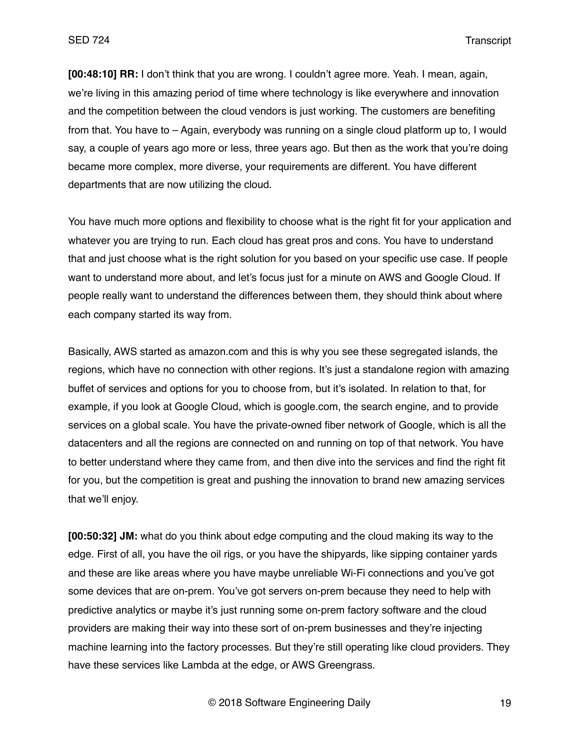**[00:48:10] RR:** I don't think that you are wrong. I couldn't agree more. Yeah. I mean, again, we're living in this amazing period of time where technology is like everywhere and innovation and the competition between the cloud vendors is just working. The customers are benefiting from that. You have to – Again, everybody was running on a single cloud platform up to, I would say, a couple of years ago more or less, three years ago. But then as the work that you're doing became more complex, more diverse, your requirements are different. You have different departments that are now utilizing the cloud.

You have much more options and flexibility to choose what is the right fit for your application and whatever you are trying to run. Each cloud has great pros and cons. You have to understand that and just choose what is the right solution for you based on your specific use case. If people want to understand more about, and let's focus just for a minute on AWS and Google Cloud. If people really want to understand the differences between them, they should think about where each company started its way from.

Basically, AWS started as amazon.com and this is why you see these segregated islands, the regions, which have no connection with other regions. It's just a standalone region with amazing buffet of services and options for you to choose from, but it's isolated. In relation to that, for example, if you look at Google Cloud, which is google.com, the search engine, and to provide services on a global scale. You have the private-owned fiber network of Google, which is all the datacenters and all the regions are connected on and running on top of that network. You have to better understand where they came from, and then dive into the services and find the right fit for you, but the competition is great and pushing the innovation to brand new amazing services that we'll enjoy.

**[00:50:32] JM:** what do you think about edge computing and the cloud making its way to the edge. First of all, you have the oil rigs, or you have the shipyards, like sipping container yards and these are like areas where you have maybe unreliable Wi-Fi connections and you've got some devices that are on-prem. You've got servers on-prem because they need to help with predictive analytics or maybe it's just running some on-prem factory software and the cloud providers are making their way into these sort of on-prem businesses and they're injecting machine learning into the factory processes. But they're still operating like cloud providers. They have these services like Lambda at the edge, or AWS Greengrass.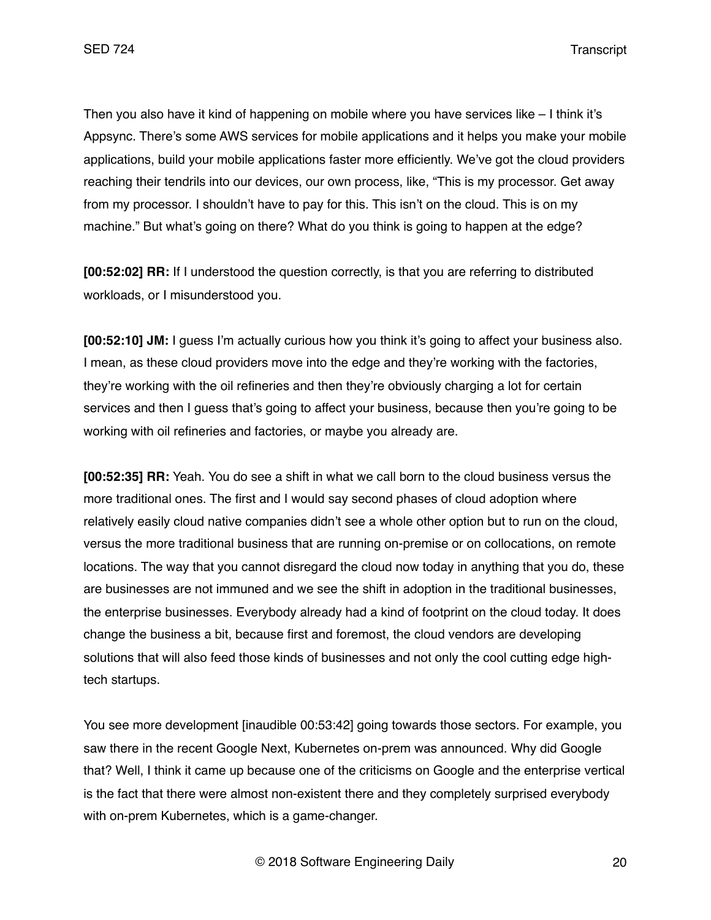Then you also have it kind of happening on mobile where you have services like – I think it's Appsync. There's some AWS services for mobile applications and it helps you make your mobile applications, build your mobile applications faster more efficiently. We've got the cloud providers reaching their tendrils into our devices, our own process, like, "This is my processor. Get away from my processor. I shouldn't have to pay for this. This isn't on the cloud. This is on my machine." But what's going on there? What do you think is going to happen at the edge?

**[00:52:02] RR:** If I understood the question correctly, is that you are referring to distributed workloads, or I misunderstood you.

**[00:52:10] JM:** I guess I'm actually curious how you think it's going to affect your business also. I mean, as these cloud providers move into the edge and they're working with the factories, they're working with the oil refineries and then they're obviously charging a lot for certain services and then I guess that's going to affect your business, because then you're going to be working with oil refineries and factories, or maybe you already are.

**[00:52:35] RR:** Yeah. You do see a shift in what we call born to the cloud business versus the more traditional ones. The first and I would say second phases of cloud adoption where relatively easily cloud native companies didn't see a whole other option but to run on the cloud, versus the more traditional business that are running on-premise or on collocations, on remote locations. The way that you cannot disregard the cloud now today in anything that you do, these are businesses are not immuned and we see the shift in adoption in the traditional businesses, the enterprise businesses. Everybody already had a kind of footprint on the cloud today. It does change the business a bit, because first and foremost, the cloud vendors are developing solutions that will also feed those kinds of businesses and not only the cool cutting edge high-tech startups.

You see more development [inaudible 00:53:42] going towards those sectors. For example, you saw there in the recent Google Next, Kubernetes on-prem was announced. Why did Google that? Well, I think it came up because one of the criticisms on Google and the enterprise vertical is the fact that there were almost non-existent there and they completely surprised everybody with on-prem Kubernetes, which is a game-changer.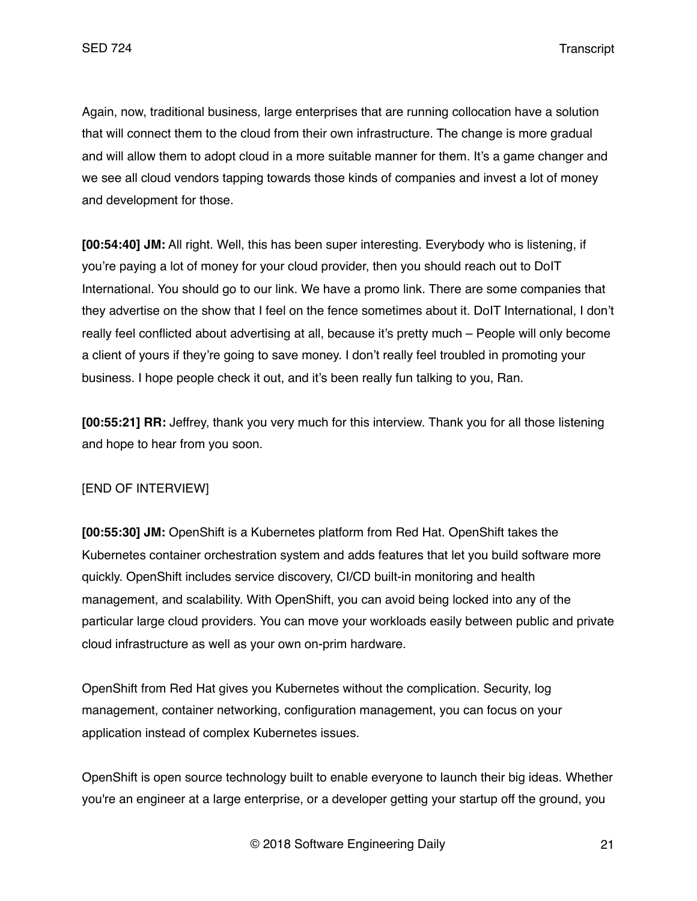Again, now, traditional business, large enterprises that are running collocation have a solution that will connect them to the cloud from their own infrastructure. The change is more gradual and will allow them to adopt cloud in a more suitable manner for them. It's a game changer and we see all cloud vendors tapping towards those kinds of companies and invest a lot of money and development for those.

**[00:54:40] JM:** All right. Well, this has been super interesting. Everybody who is listening, if you're paying a lot of money for your cloud provider, then you should reach out to DoIT International. You should go to our link. We have a promo link. There are some companies that they advertise on the show that I feel on the fence sometimes about it. DoIT International, I don't really feel conflicted about advertising at all, because it's pretty much – People will only become a client of yours if they're going to save money. I don't really feel troubled in promoting your business. I hope people check it out, and it's been really fun talking to you, Ran.

**[00:55:21] RR:** Jeffrey, thank you very much for this interview. Thank you for all those listening and hope to hear from you soon.

[END OF INTERVIEW]

**[00:55:30] JM:** OpenShift is a Kubernetes platform from Red Hat. OpenShift takes the Kubernetes container orchestration system and adds features that let you build software more quickly. OpenShift includes service discovery, CI/CD built-in monitoring and health management, and scalability. With OpenShift, you can avoid being locked into any of the particular large cloud providers. You can move your workloads easily between public and private cloud infrastructure as well as your own on-prim hardware.

OpenShift from Red Hat gives you Kubernetes without the complication. Security, log management, container networking, configuration management, you can focus on your application instead of complex Kubernetes issues.

OpenShift is open source technology built to enable everyone to launch their big ideas. Whether you're an engineer at a large enterprise, or a developer getting your startup off the ground, you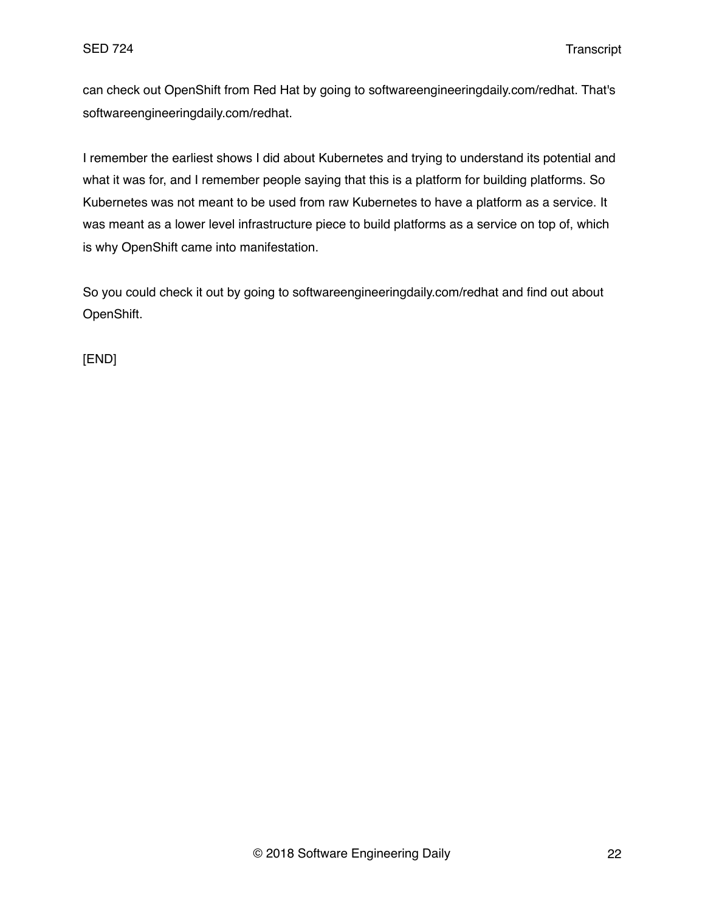can check out OpenShift from Red Hat by going to softwareengineeringdaily.com/redhat. That's softwareengineeringdaily.com/redhat.

I remember the earliest shows I did about Kubernetes and trying to understand its potential and what it was for, and I remember people saying that this is a platform for building platforms. So Kubernetes was not meant to be used from raw Kubernetes to have a platform as a service. It was meant as a lower level infrastructure piece to build platforms as a service on top of, which is why OpenShift came into manifestation.

So you could check it out by going to softwareengineeringdaily.com/redhat and find out about OpenShift.

[END]